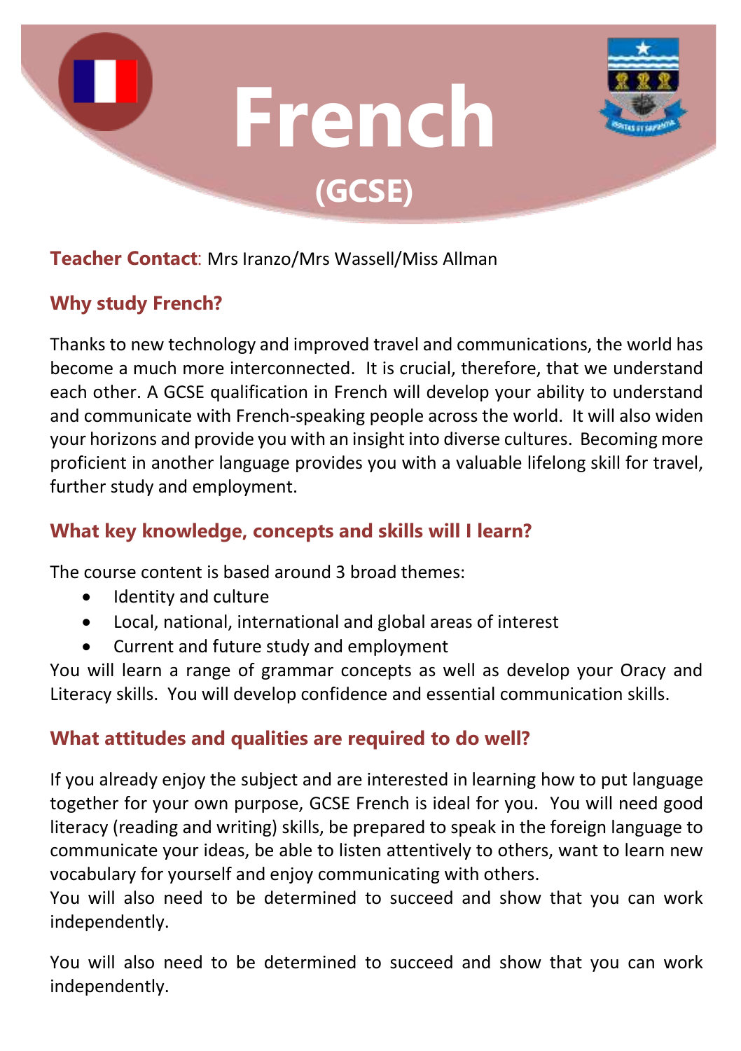# French

## (GCSE)

**Teacher Contact**: Mrs Iranzo/Mrs Wassell/Miss Allman

### Why study French?

Thanks to new technology and improved travel and communications, the world has become a much more interconnected. It is crucial, therefore, that we understand each other. A GCSE qualification in French will develop your ability to understand and communicate with French-speaking people across the world. It will also widen your horizons and provide you with an insight into diverse cultures. Becoming more proficient in another language provides you with a valuable lifelong skill for travel, further study and employment.

### What key knowledge, concepts and skills will I learn?

The course content is based around 3 broad themes:

- Identity and culture
- Local, national, international and global areas of interest
- Current and future study and employment

You will learn a range of grammar concepts as well as develop your Oracy and Literacy skills. You will develop confidence and essential communication skills.

### What attitudes and qualities are required to do well?

If you already enjoy the subject and are interested in learning how to put language together for your own purpose, GCSE French is ideal for you. You will need good literacy (reading and writing) skills, be prepared to speak in the foreign language to communicate your ideas, be able to listen attentively to others, want to learn new vocabulary for yourself and enjoy communicating with others.
You will also need to be determined to succeed and show that you can work independently.

You will also need to be determined to succeed and show that you can work independently.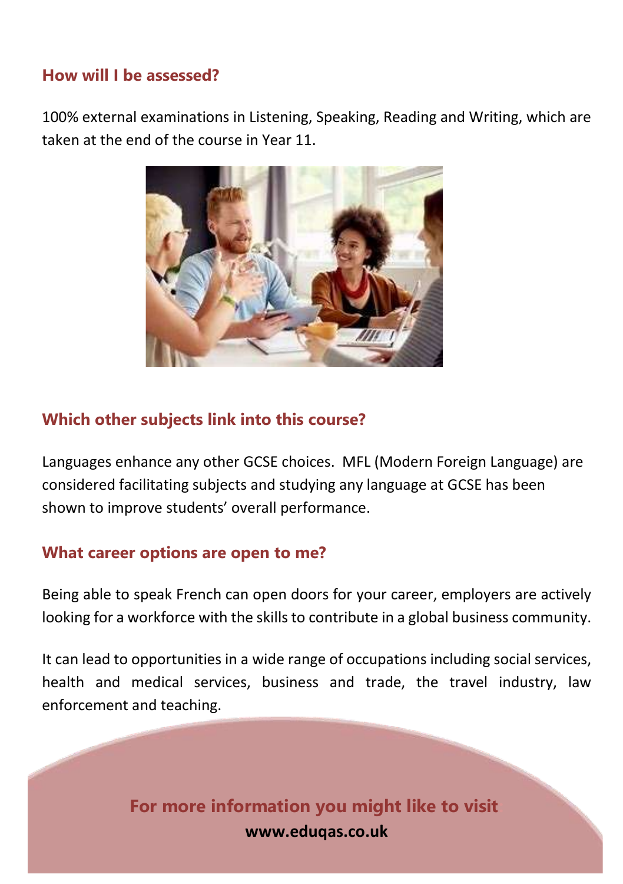## How will I be assessed?

100% external examinations in Listening, Speaking, Reading and Writing, which are taken at the end of the course in Year 11.

## Which other subjects link into this course?

Languages enhance any other GCSE choices. MFL (Modern Foreign Language) are considered facilitating subjects and studying any language at GCSE has been shown to improve students' overall performance.

## What career options are open to me?

Being able to speak French can open doors for your career, employers are actively looking for a workforce with the skills to contribute in a global business community.

It can lead to opportunities in a wide range of occupations including social services, health and medical services, business and trade, the travel industry, law enforcement and teaching.

**For more information you might like to visit**

**www.eduqas.co.uk**